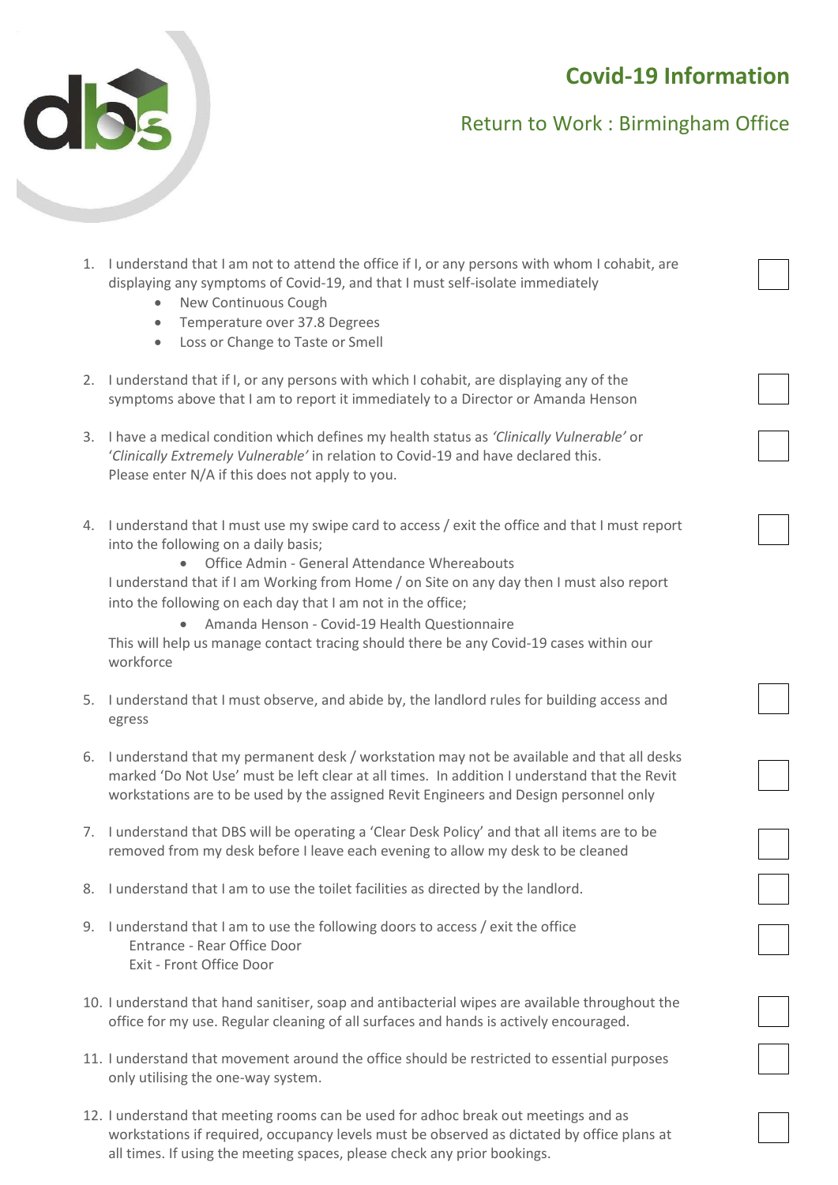# Covid-19 Information

## Return to Work : Birmingham Office

1. I understand that I am not to attend the office if I, or any persons with whom I cohabit, are displaying any symptoms of Covid-19, and that I must self-isolate immediately
   - New Continuous Cough
   - Temperature over 37.8 Degrees
   - Loss or Change to Taste or Smell

2. I understand that if I, or any persons with which I cohabit, are displaying any of the symptoms above that I am to report it immediately to a Director or Amanda Henson

3. I have a medical condition which defines my health status as *'Clinically Vulnerable'* or '*Clinically Extremely Vulnerable'* in relation to Covid-19 and have declared this. Please enter N/A if this does not apply to you.

4. I understand that I must use my swipe card to access / exit the office and that I must report into the following on a daily basis;
   - Office Admin - General Attendance Whereabouts

   I understand that if I am Working from Home / on Site on any day then I must also report into the following on each day that I am not in the office;
   - Amanda Henson - Covid-19 Health Questionnaire

   This will help us manage contact tracing should there be any Covid-19 cases within our workforce

5. I understand that I must observe, and abide by, the landlord rules for building access and egress

6. I understand that my permanent desk / workstation may not be available and that all desks marked 'Do Not Use' must be left clear at all times. In addition I understand that the Revit workstations are to be used by the assigned Revit Engineers and Design personnel only

7. I understand that DBS will be operating a 'Clear Desk Policy' and that all items are to be removed from my desk before I leave each evening to allow my desk to be cleaned

8. I understand that I am to use the toilet facilities as directed by the landlord.

9. I understand that I am to use the following doors to access / exit the office
   Entrance - Rear Office Door
   Exit - Front Office Door

10. I understand that hand sanitiser, soap and antibacterial wipes are available throughout the office for my use. Regular cleaning of all surfaces and hands is actively encouraged.

11. I understand that movement around the office should be restricted to essential purposes only utilising the one-way system.

12. I understand that meeting rooms can be used for adhoc break out meetings and as workstations if required, occupancy levels must be observed as dictated by office plans at all times. If using the meeting spaces, please check any prior bookings.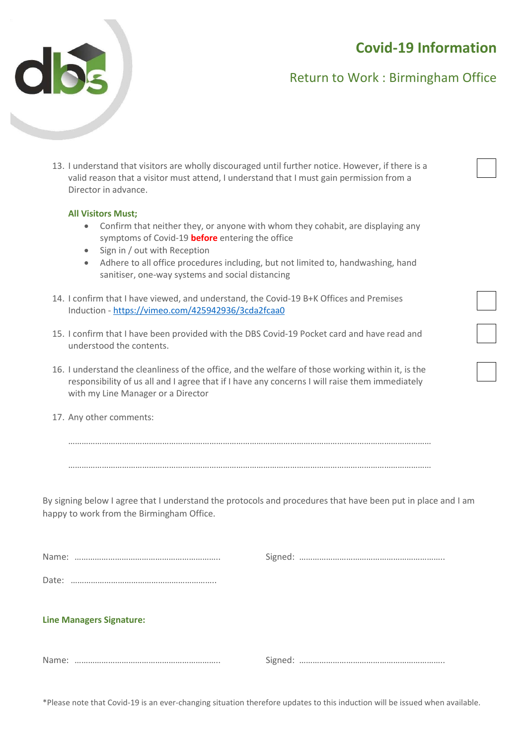# Covid-19 Information

## Return to Work : Birmingham Office

13. I understand that visitors are wholly discouraged until further notice. However, if there is a valid reason that a visitor must attend, I understand that I must gain permission from a Director in advance. ☐

    **All Visitors Must;**

    - Confirm that neither they, or anyone with whom they cohabit, are displaying any symptoms of Covid-19 **before** entering the office
    - Sign in / out with Reception
    - Adhere to all office procedures including, but not limited to, handwashing, hand sanitiser, one-way systems and social distancing

14. I confirm that I have viewed, and understand, the Covid-19 B+K Offices and Premises Induction - https://vimeo.com/425942936/3cda2fcaa0 ☐

15. I confirm that I have been provided with the DBS Covid-19 Pocket card and have read and understood the contents. ☐

16. I understand the cleanliness of the office, and the welfare of those working within it, is the responsibility of us all and I agree that if I have any concerns I will raise them immediately with my Line Manager or a Director ☐

17. Any other comments:

    ……………………………………………………………………………………………………………………………………………

    ……………………………………………………………………………………………………………………………………………

By signing below I agree that I understand the protocols and procedures that have been put in place and I am happy to work from the Birmingham Office.

Name: ……………………………………………………… Signed: ………………………………………………………

Date: ………………………………………………………

**Line Managers Signature:**

Name: ……………………………………………………… Signed: ………………………………………………………

*Please note that Covid-19 is an ever-changing situation therefore updates to this induction will be issued when available.